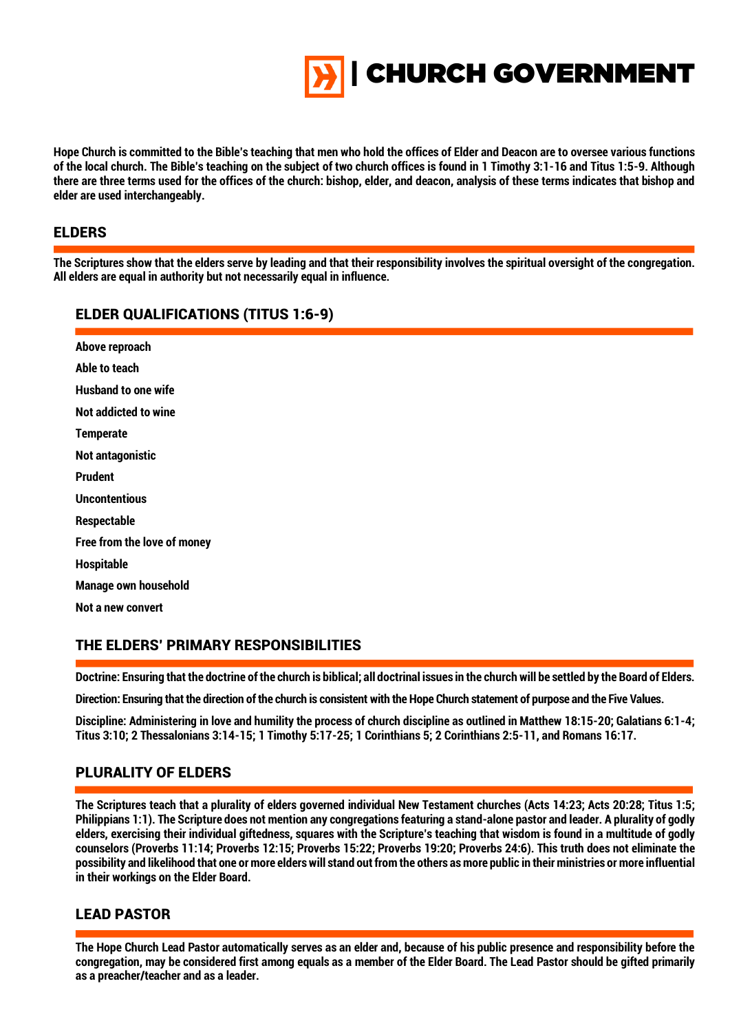# | CHURCH GOVERNMENT

**Hope Church is committed to the Bible's teaching that men who hold the offices of Elder and Deacon are to oversee various functions of the local church. The Bible's teaching on the subject of two church offices is found in 1 Timothy 3:1-16 and Titus 1:5-9. Although there are three terms used for the offices of the church: bishop, elder, and deacon, analysis of these terms indicates that bishop and elder are used interchangeably.**

## ELDERS

**The Scriptures show that the elders serve by leading and that their responsibility involves the spiritual oversight of the congregation. All elders are equal in authority but not necessarily equal in influence.**

### ELDER QUALIFICATIONS (TITUS 1:6-9)

**Above reproach**

**Able to teach**

**Husband to one wife**

**Not addicted to wine**

**Temperate**

**Not antagonistic**

**Prudent**

**Uncontentious**

**Respectable**

**Free from the love of money**

**Hospitable**

**Manage own household**

**Not a new convert**

### THE ELDERS' PRIMARY RESPONSIBILITIES

**Doctrine: Ensuring that the doctrine of the church is biblical; all doctrinal issues in the church will be settled by the Board of Elders.**

**Direction: Ensuring that the direction of the church is consistent with the Hope Church statement of purpose and the Five Values.**

**Discipline: Administering in love and humility the process of church discipline as outlined in Matthew 18:15-20; Galatians 6:1-4; Titus 3:10; 2 Thessalonians 3:14-15; 1 Timothy 5:17-25; 1 Corinthians 5; 2 Corinthians 2:5-11, and Romans 16:17.**

### PLURALITY OF ELDERS

**The Scriptures teach that a plurality of elders governed individual New Testament churches (Acts 14:23; Acts 20:28; Titus 1:5; Philippians 1:1). The Scripture does not mention any congregations featuring a stand-alone pastor and leader. A plurality of godly elders, exercising their individual giftedness, squares with the Scripture's teaching that wisdom is found in a multitude of godly counselors (Proverbs 11:14; Proverbs 12:15; Proverbs 15:22; Proverbs 19:20; Proverbs 24:6). This truth does not eliminate the possibility and likelihood that one or more elders will stand out from the others as more public in their ministries or more influential in their workings on the Elder Board.**

### LEAD PASTOR

**The Hope Church Lead Pastor automatically serves as an elder and, because of his public presence and responsibility before the congregation, may be considered first among equals as a member of the Elder Board. The Lead Pastor should be gifted primarily as a preacher/teacher and as a leader.**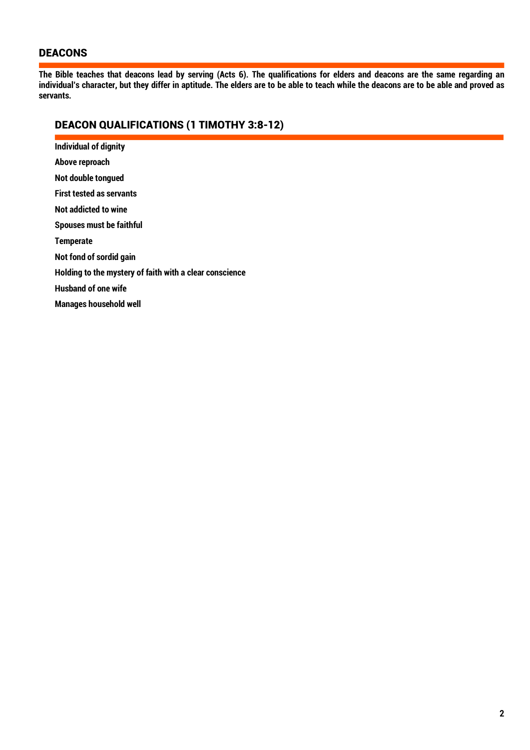## DEACONS

**The Bible teaches that deacons lead by serving (Acts 6). The qualifications for elders and deacons are the same regarding an individual's character, but they differ in aptitude. The elders are to be able to teach while the deacons are to be able and proved as servants.**

### DEACON QUALIFICATIONS (1 TIMOTHY 3:8-12)

**Individual of dignity**

**Above reproach**

**Not double tongued**

**First tested as servants**

**Not addicted to wine**

**Spouses must be faithful**

**Temperate**

**Not fond of sordid gain**

**Holding to the mystery of faith with a clear conscience**

**Husband of one wife**

**Manages household well**